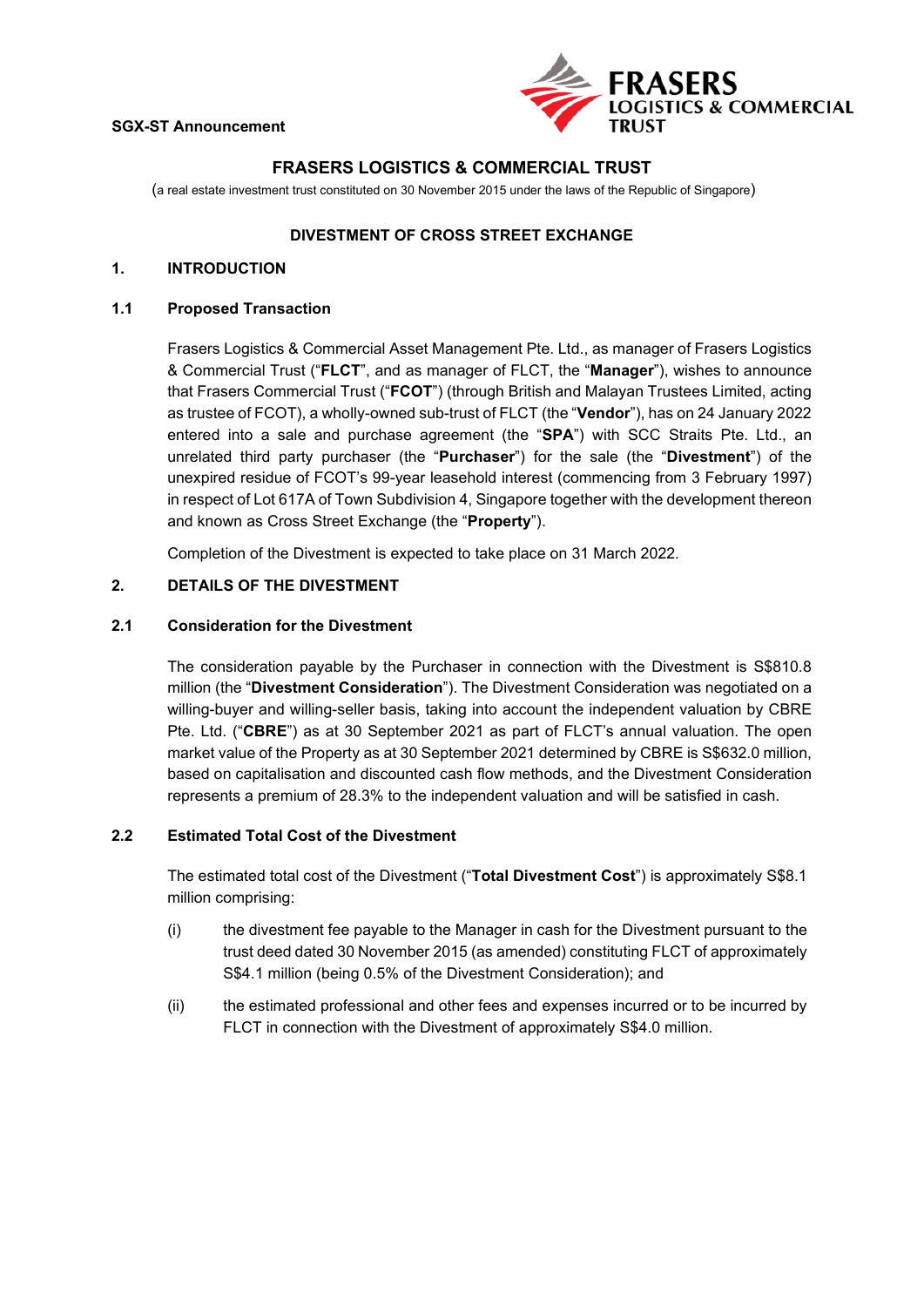**SGX-ST Announcement**

# FRASERS LOGISTICS & COMMERCIAL TRUST

(a real estate investment trust constituted on 30 November 2015 under the laws of the Republic of Singapore)

## DIVESTMENT OF CROSS STREET EXCHANGE

## 1. INTRODUCTION

### 1.1 Proposed Transaction

Frasers Logistics & Commercial Asset Management Pte. Ltd., as manager of Frasers Logistics & Commercial Trust ("**FLCT**", and as manager of FLCT, the "**Manager**"), wishes to announce that Frasers Commercial Trust ("**FCOT**") (through British and Malayan Trustees Limited, acting as trustee of FCOT), a wholly-owned sub-trust of FLCT (the "**Vendor**"), has on 24 January 2022 entered into a sale and purchase agreement (the "**SPA**") with SCC Straits Pte. Ltd., an unrelated third party purchaser (the "**Purchaser**") for the sale (the "**Divestment**") of the unexpired residue of FCOT's 99-year leasehold interest (commencing from 3 February 1997) in respect of Lot 617A of Town Subdivision 4, Singapore together with the development thereon and known as Cross Street Exchange (the "**Property**").

Completion of the Divestment is expected to take place on 31 March 2022.

## 2. DETAILS OF THE DIVESTMENT

### 2.1 Consideration for the Divestment

The consideration payable by the Purchaser in connection with the Divestment is S$810.8 million (the "**Divestment Consideration**"). The Divestment Consideration was negotiated on a willing-buyer and willing-seller basis, taking into account the independent valuation by CBRE Pte. Ltd. ("**CBRE**") as at 30 September 2021 as part of FLCT's annual valuation. The open market value of the Property as at 30 September 2021 determined by CBRE is S$632.0 million, based on capitalisation and discounted cash flow methods, and the Divestment Consideration represents a premium of 28.3% to the independent valuation and will be satisfied in cash.

### 2.2 Estimated Total Cost of the Divestment

The estimated total cost of the Divestment ("**Total Divestment Cost**") is approximately S$8.1 million comprising:

(i) the divestment fee payable to the Manager in cash for the Divestment pursuant to the trust deed dated 30 November 2015 (as amended) constituting FLCT of approximately S$4.1 million (being 0.5% of the Divestment Consideration); and

(ii) the estimated professional and other fees and expenses incurred or to be incurred by FLCT in connection with the Divestment of approximately S$4.0 million.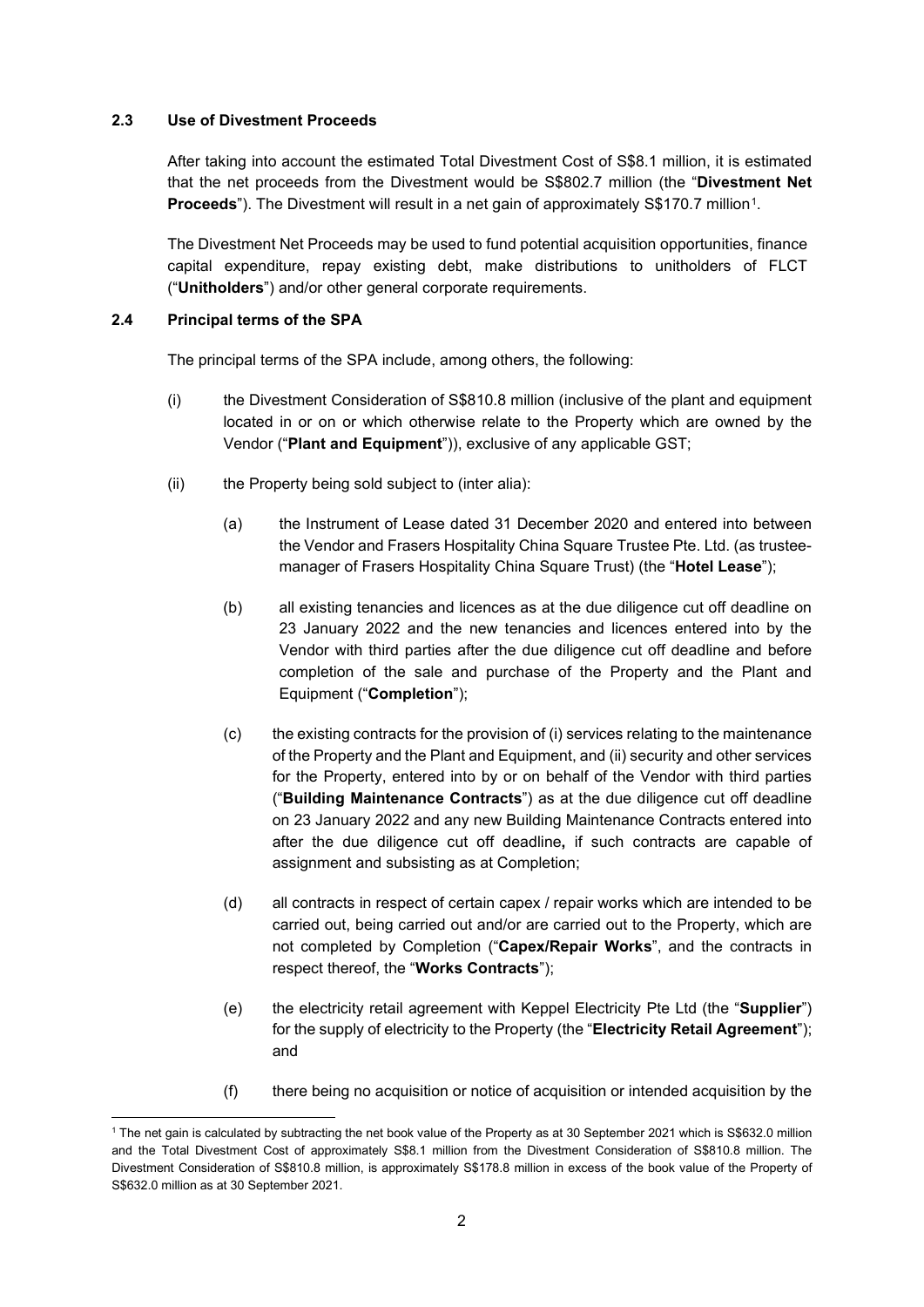### 2.3 Use of Divestment Proceeds

After taking into account the estimated Total Divestment Cost of S$8.1 million, it is estimated that the net proceeds from the Divestment would be S$802.7 million (the "**Divestment Net Proceeds**"). The Divestment will result in a net gain of approximately S$170.7 million[1].

The Divestment Net Proceeds may be used to fund potential acquisition opportunities, finance capital expenditure, repay existing debt, make distributions to unitholders of FLCT ("**Unitholders**") and/or other general corporate requirements.

### 2.4 Principal terms of the SPA

The principal terms of the SPA include, among others, the following:

(i) the Divestment Consideration of S$810.8 million (inclusive of the plant and equipment located in or on or which otherwise relate to the Property which are owned by the Vendor ("**Plant and Equipment**")), exclusive of any applicable GST;

(ii) the Property being sold subject to (inter alia):

(a) the Instrument of Lease dated 31 December 2020 and entered into between the Vendor and Frasers Hospitality China Square Trustee Pte. Ltd. (as trustee-manager of Frasers Hospitality China Square Trust) (the "**Hotel Lease**");

(b) all existing tenancies and licences as at the due diligence cut off deadline on 23 January 2022 and the new tenancies and licences entered into by the Vendor with third parties after the due diligence cut off deadline and before completion of the sale and purchase of the Property and the Plant and Equipment ("**Completion**");

(c) the existing contracts for the provision of (i) services relating to the maintenance of the Property and the Plant and Equipment, and (ii) security and other services for the Property, entered into by or on behalf of the Vendor with third parties ("**Building Maintenance Contracts**") as at the due diligence cut off deadline on 23 January 2022 and any new Building Maintenance Contracts entered into after the due diligence cut off deadline**,** if such contracts are capable of assignment and subsisting as at Completion;

(d) all contracts in respect of certain capex / repair works which are intended to be carried out, being carried out and/or are carried out to the Property, which are not completed by Completion ("**Capex/Repair Works**", and the contracts in respect thereof, the "**Works Contracts**");

(e) the electricity retail agreement with Keppel Electricity Pte Ltd (the "**Supplier**") for the supply of electricity to the Property (the "**Electricity Retail Agreement**"); and

(f) there being no acquisition or notice of acquisition or intended acquisition by the

---

[1] The net gain is calculated by subtracting the net book value of the Property as at 30 September 2021 which is S$632.0 million and the Total Divestment Cost of approximately S$8.1 million from the Divestment Consideration of S$810.8 million. The Divestment Consideration of S$810.8 million, is approximately S$178.8 million in excess of the book value of the Property of S$632.0 million as at 30 September 2021.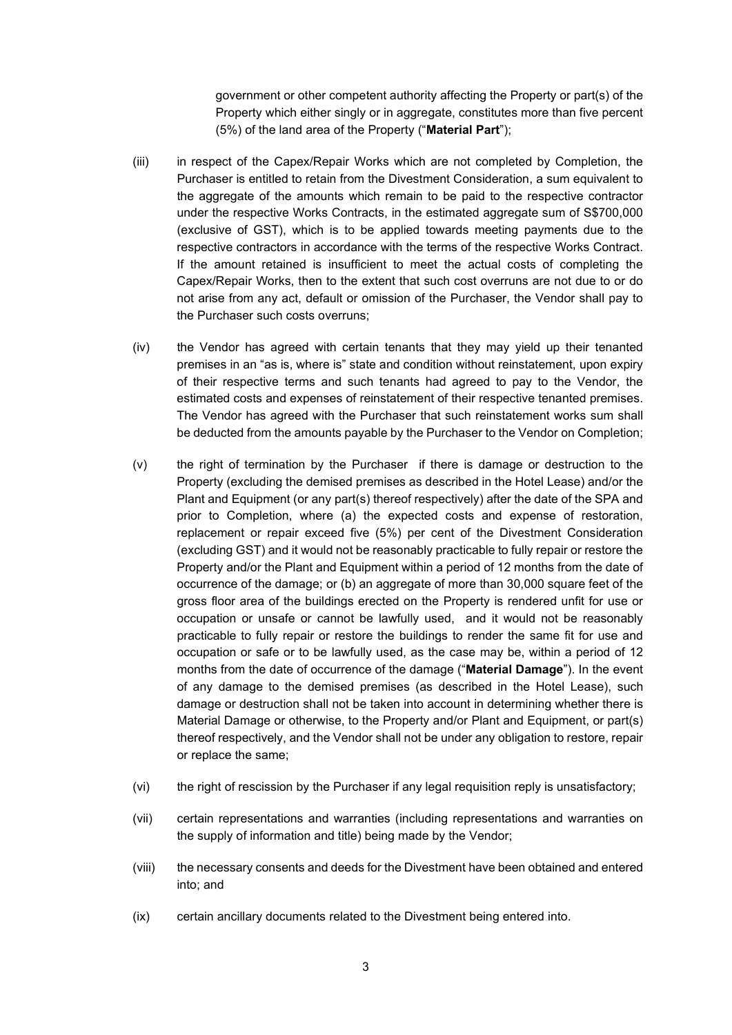government or other competent authority affecting the Property or part(s) of the Property which either singly or in aggregate, constitutes more than five percent (5%) of the land area of the Property ("**Material Part**");

(iii) in respect of the Capex/Repair Works which are not completed by Completion, the Purchaser is entitled to retain from the Divestment Consideration, a sum equivalent to the aggregate of the amounts which remain to be paid to the respective contractor under the respective Works Contracts, in the estimated aggregate sum of S$700,000 (exclusive of GST), which is to be applied towards meeting payments due to the respective contractors in accordance with the terms of the respective Works Contract. If the amount retained is insufficient to meet the actual costs of completing the Capex/Repair Works, then to the extent that such cost overruns are not due to or do not arise from any act, default or omission of the Purchaser, the Vendor shall pay to the Purchaser such costs overruns;

(iv) the Vendor has agreed with certain tenants that they may yield up their tenanted premises in an "as is, where is" state and condition without reinstatement, upon expiry of their respective terms and such tenants had agreed to pay to the Vendor, the estimated costs and expenses of reinstatement of their respective tenanted premises. The Vendor has agreed with the Purchaser that such reinstatement works sum shall be deducted from the amounts payable by the Purchaser to the Vendor on Completion;

(v) the right of termination by the Purchaser if there is damage or destruction to the Property (excluding the demised premises as described in the Hotel Lease) and/or the Plant and Equipment (or any part(s) thereof respectively) after the date of the SPA and prior to Completion, where (a) the expected costs and expense of restoration, replacement or repair exceed five (5%) per cent of the Divestment Consideration (excluding GST) and it would not be reasonably practicable to fully repair or restore the Property and/or the Plant and Equipment within a period of 12 months from the date of occurrence of the damage; or (b) an aggregate of more than 30,000 square feet of the gross floor area of the buildings erected on the Property is rendered unfit for use or occupation or unsafe or cannot be lawfully used, and it would not be reasonably practicable to fully repair or restore the buildings to render the same fit for use and occupation or safe or to be lawfully used, as the case may be, within a period of 12 months from the date of occurrence of the damage ("**Material Damage**"). In the event of any damage to the demised premises (as described in the Hotel Lease), such damage or destruction shall not be taken into account in determining whether there is Material Damage or otherwise, to the Property and/or Plant and Equipment, or part(s) thereof respectively, and the Vendor shall not be under any obligation to restore, repair or replace the same;

(vi) the right of rescission by the Purchaser if any legal requisition reply is unsatisfactory;

(vii) certain representations and warranties (including representations and warranties on the supply of information and title) being made by the Vendor;

(viii) the necessary consents and deeds for the Divestment have been obtained and entered into; and

(ix) certain ancillary documents related to the Divestment being entered into.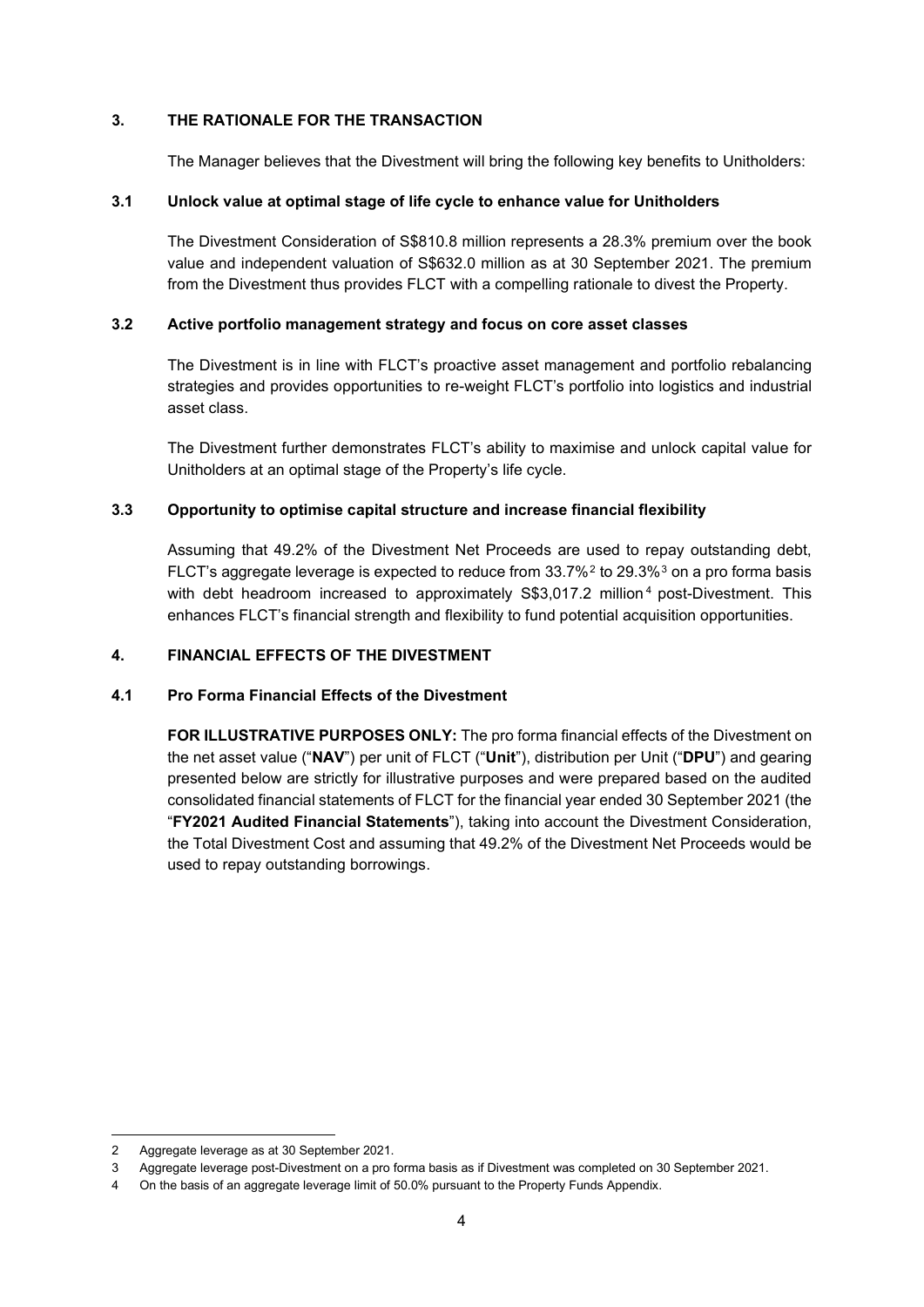## 3. THE RATIONALE FOR THE TRANSACTION

The Manager believes that the Divestment will bring the following key benefits to Unitholders:

### 3.1 Unlock value at optimal stage of life cycle to enhance value for Unitholders

The Divestment Consideration of S$810.8 million represents a 28.3% premium over the book value and independent valuation of S$632.0 million as at 30 September 2021. The premium from the Divestment thus provides FLCT with a compelling rationale to divest the Property.

### 3.2 Active portfolio management strategy and focus on core asset classes

The Divestment is in line with FLCT's proactive asset management and portfolio rebalancing strategies and provides opportunities to re-weight FLCT's portfolio into logistics and industrial asset class.

The Divestment further demonstrates FLCT's ability to maximise and unlock capital value for Unitholders at an optimal stage of the Property's life cycle.

### 3.3 Opportunity to optimise capital structure and increase financial flexibility

Assuming that 49.2% of the Divestment Net Proceeds are used to repay outstanding debt, FLCT's aggregate leverage is expected to reduce from 33.7%[2] to 29.3%[3] on a pro forma basis with debt headroom increased to approximately S$3,017.2 million[4] post-Divestment. This enhances FLCT's financial strength and flexibility to fund potential acquisition opportunities.

## 4. FINANCIAL EFFECTS OF THE DIVESTMENT

### 4.1 Pro Forma Financial Effects of the Divestment

**FOR ILLUSTRATIVE PURPOSES ONLY:** The pro forma financial effects of the Divestment on the net asset value ("**NAV**") per unit of FLCT ("**Unit**"), distribution per Unit ("**DPU**") and gearing presented below are strictly for illustrative purposes and were prepared based on the audited consolidated financial statements of FLCT for the financial year ended 30 September 2021 (the "**FY2021 Audited Financial Statements**"), taking into account the Divestment Consideration, the Total Divestment Cost and assuming that 49.2% of the Divestment Net Proceeds would be used to repay outstanding borrowings.

---

2 Aggregate leverage as at 30 September 2021.

3 Aggregate leverage post-Divestment on a pro forma basis as if Divestment was completed on 30 September 2021.

4 On the basis of an aggregate leverage limit of 50.0% pursuant to the Property Funds Appendix.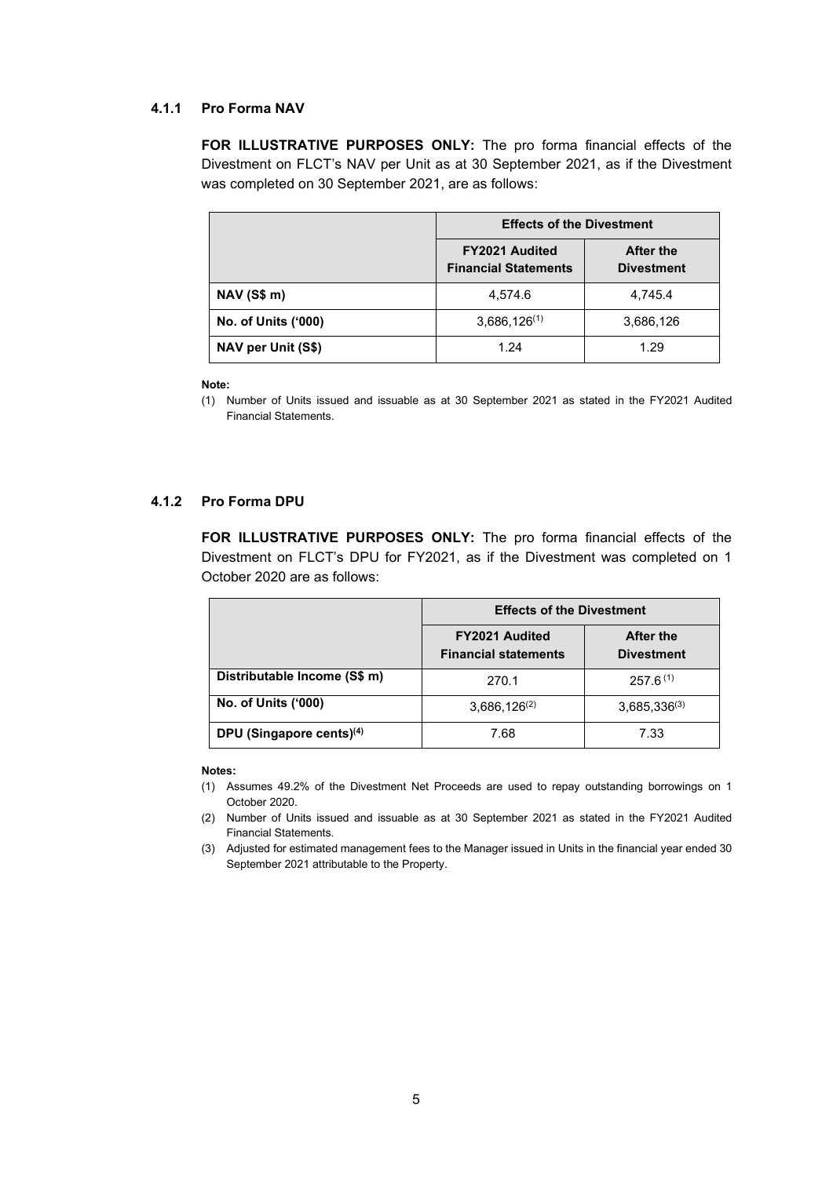#### 4.1.1 Pro Forma NAV

**FOR ILLUSTRATIVE PURPOSES ONLY:** The pro forma financial effects of the Divestment on FLCT's NAV per Unit as at 30 September 2021, as if the Divestment was completed on 30 September 2021, are as follows:

| | Effects of the Divestment | |
|---|---|---|
| | **FY2021 Audited Financial Statements** | **After the Divestment** |
| **NAV (S$ m)** | 4,574.6 | 4,745.4 |
| **No. of Units ('000)** | 3,686,126[(1)] | 3,686,126 |
| **NAV per Unit (S$)** | 1.24 | 1.29 |

**Note:**

(1) Number of Units issued and issuable as at 30 September 2021 as stated in the FY2021 Audited Financial Statements.

#### 4.1.2 Pro Forma DPU

**FOR ILLUSTRATIVE PURPOSES ONLY:** The pro forma financial effects of the Divestment on FLCT's DPU for FY2021, as if the Divestment was completed on 1 October 2020 are as follows:

| | Effects of the Divestment | |
|---|---|---|
| | **FY2021 Audited Financial statements** | **After the Divestment** |
| **Distributable Income (S$ m)** | 270.1 | 257.6[(1)] |
| **No. of Units ('000)** | 3,686,126[(2)] | 3,685,336[(3)] |
| **DPU (Singapore cents)[(4)]** | 7.68 | 7.33 |

**Notes:**

(1) Assumes 49.2% of the Divestment Net Proceeds are used to repay outstanding borrowings on 1 October 2020.

(2) Number of Units issued and issuable as at 30 September 2021 as stated in the FY2021 Audited Financial Statements.

(3) Adjusted for estimated management fees to the Manager issued in Units in the financial year ended 30 September 2021 attributable to the Property.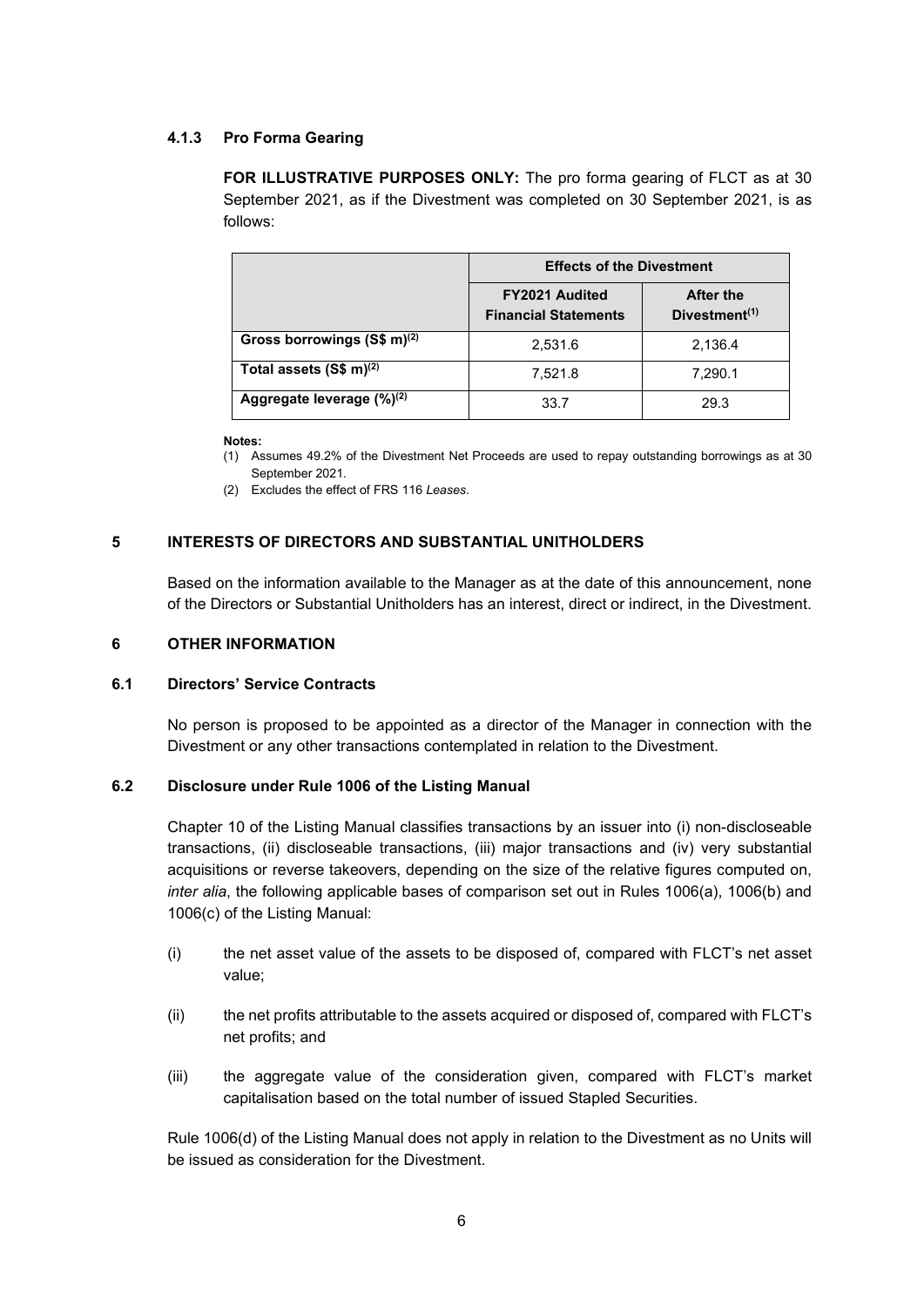### 4.1.3 Pro Forma Gearing

**FOR ILLUSTRATIVE PURPOSES ONLY:** The pro forma gearing of FLCT as at 30 September 2021, as if the Divestment was completed on 30 September 2021, is as follows:

| | Effects of the Divestment | |
|---|---|---|
| | FY2021 Audited Financial Statements | After the Divestment[(1)] |
| Gross borrowings (S$ m)[(2)] | 2,531.6 | 2,136.4 |
| Total assets (S$ m)[(2)] | 7,521.8 | 7,290.1 |
| Aggregate leverage (%)[(2)] | 33.7 | 29.3 |

**Notes:**

(1) Assumes 49.2% of the Divestment Net Proceeds are used to repay outstanding borrowings as at 30 September 2021.

(2) Excludes the effect of FRS 116 *Leases*.

## 5 INTERESTS OF DIRECTORS AND SUBSTANTIAL UNITHOLDERS

Based on the information available to the Manager as at the date of this announcement, none of the Directors or Substantial Unitholders has an interest, direct or indirect, in the Divestment.

## 6 OTHER INFORMATION

### 6.1 Directors' Service Contracts

No person is proposed to be appointed as a director of the Manager in connection with the Divestment or any other transactions contemplated in relation to the Divestment.

### 6.2 Disclosure under Rule 1006 of the Listing Manual

Chapter 10 of the Listing Manual classifies transactions by an issuer into (i) non-discloseable transactions, (ii) discloseable transactions, (iii) major transactions and (iv) very substantial acquisitions or reverse takeovers, depending on the size of the relative figures computed on, *inter alia*, the following applicable bases of comparison set out in Rules 1006(a), 1006(b) and 1006(c) of the Listing Manual:

(i) the net asset value of the assets to be disposed of, compared with FLCT's net asset value;

(ii) the net profits attributable to the assets acquired or disposed of, compared with FLCT's net profits; and

(iii) the aggregate value of the consideration given, compared with FLCT's market capitalisation based on the total number of issued Stapled Securities.

Rule 1006(d) of the Listing Manual does not apply in relation to the Divestment as no Units will be issued as consideration for the Divestment.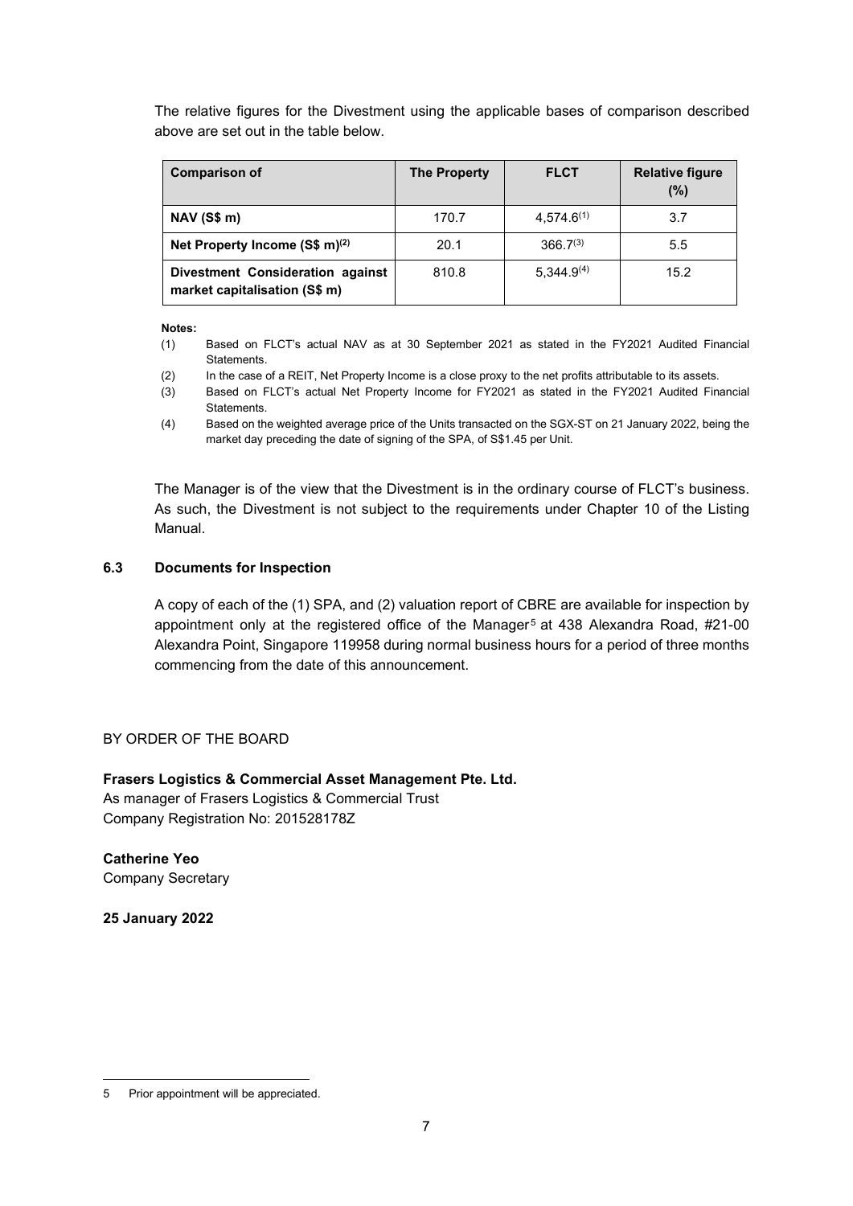The relative figures for the Divestment using the applicable bases of comparison described above are set out in the table below.

| Comparison of | The Property | FLCT | Relative figure (%) |
| --- | --- | --- | --- |
| **NAV (S$ m)** | 170.7 | 4,574.6[(1)] | 3.7 |
| **Net Property Income (S$ m)[(2)]** | 20.1 | 366.7[(3)] | 5.5 |
| **Divestment Consideration against market capitalisation (S$ m)** | 810.8 | 5,344.9[(4)] | 15.2 |

**Notes:**

(1) Based on FLCT's actual NAV as at 30 September 2021 as stated in the FY2021 Audited Financial Statements.

(2) In the case of a REIT, Net Property Income is a close proxy to the net profits attributable to its assets.

(3) Based on FLCT's actual Net Property Income for FY2021 as stated in the FY2021 Audited Financial Statements.

(4) Based on the weighted average price of the Units transacted on the SGX-ST on 21 January 2022, being the market day preceding the date of signing of the SPA, of S$1.45 per Unit.

The Manager is of the view that the Divestment is in the ordinary course of FLCT's business. As such, the Divestment is not subject to the requirements under Chapter 10 of the Listing Manual.

### 6.3 Documents for Inspection

A copy of each of the (1) SPA, and (2) valuation report of CBRE are available for inspection by appointment only at the registered office of the Manager[5] at 438 Alexandra Road, #21-00 Alexandra Point, Singapore 119958 during normal business hours for a period of three months commencing from the date of this announcement.

BY ORDER OF THE BOARD

**Frasers Logistics & Commercial Asset Management Pte. Ltd.**
As manager of Frasers Logistics & Commercial Trust
Company Registration No: 201528178Z

**Catherine Yeo**
Company Secretary

**25 January 2022**

---

5 Prior appointment will be appreciated.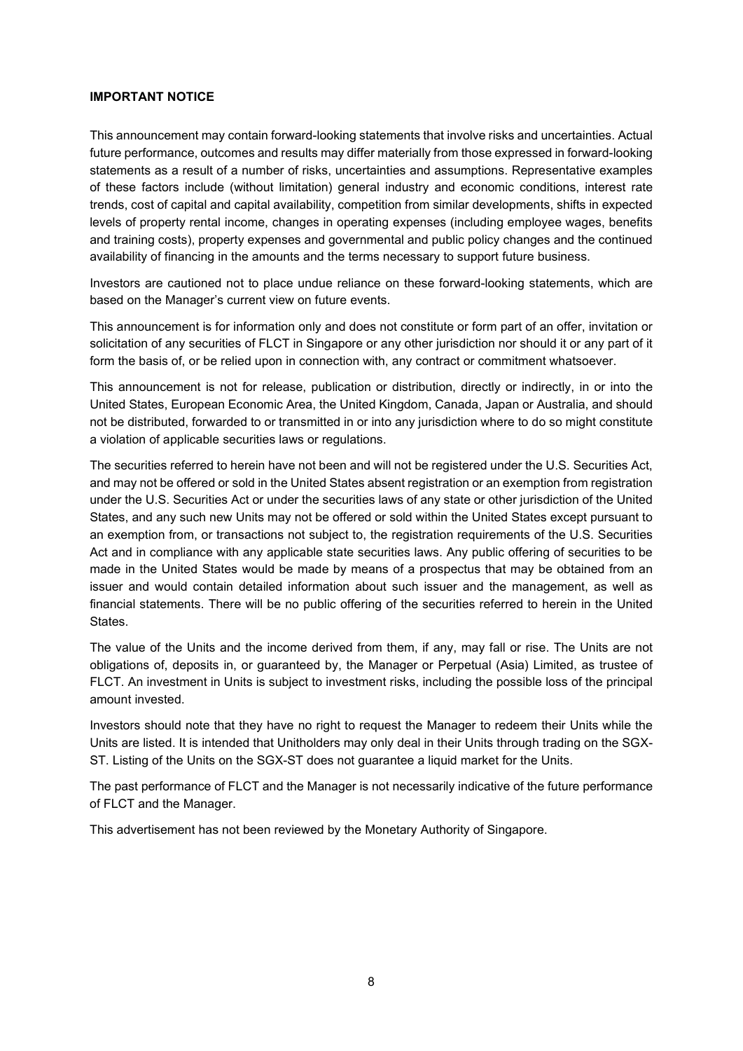**IMPORTANT NOTICE**

This announcement may contain forward-looking statements that involve risks and uncertainties. Actual future performance, outcomes and results may differ materially from those expressed in forward-looking statements as a result of a number of risks, uncertainties and assumptions. Representative examples of these factors include (without limitation) general industry and economic conditions, interest rate trends, cost of capital and capital availability, competition from similar developments, shifts in expected levels of property rental income, changes in operating expenses (including employee wages, benefits and training costs), property expenses and governmental and public policy changes and the continued availability of financing in the amounts and the terms necessary to support future business.

Investors are cautioned not to place undue reliance on these forward-looking statements, which are based on the Manager's current view on future events.

This announcement is for information only and does not constitute or form part of an offer, invitation or solicitation of any securities of FLCT in Singapore or any other jurisdiction nor should it or any part of it form the basis of, or be relied upon in connection with, any contract or commitment whatsoever.

This announcement is not for release, publication or distribution, directly or indirectly, in or into the United States, European Economic Area, the United Kingdom, Canada, Japan or Australia, and should not be distributed, forwarded to or transmitted in or into any jurisdiction where to do so might constitute a violation of applicable securities laws or regulations.

The securities referred to herein have not been and will not be registered under the U.S. Securities Act, and may not be offered or sold in the United States absent registration or an exemption from registration under the U.S. Securities Act or under the securities laws of any state or other jurisdiction of the United States, and any such new Units may not be offered or sold within the United States except pursuant to an exemption from, or transactions not subject to, the registration requirements of the U.S. Securities Act and in compliance with any applicable state securities laws. Any public offering of securities to be made in the United States would be made by means of a prospectus that may be obtained from an issuer and would contain detailed information about such issuer and the management, as well as financial statements. There will be no public offering of the securities referred to herein in the United States.

The value of the Units and the income derived from them, if any, may fall or rise. The Units are not obligations of, deposits in, or guaranteed by, the Manager or Perpetual (Asia) Limited, as trustee of FLCT. An investment in Units is subject to investment risks, including the possible loss of the principal amount invested.

Investors should note that they have no right to request the Manager to redeem their Units while the Units are listed. It is intended that Unitholders may only deal in their Units through trading on the SGX-ST. Listing of the Units on the SGX-ST does not guarantee a liquid market for the Units.

The past performance of FLCT and the Manager is not necessarily indicative of the future performance of FLCT and the Manager.

This advertisement has not been reviewed by the Monetary Authority of Singapore.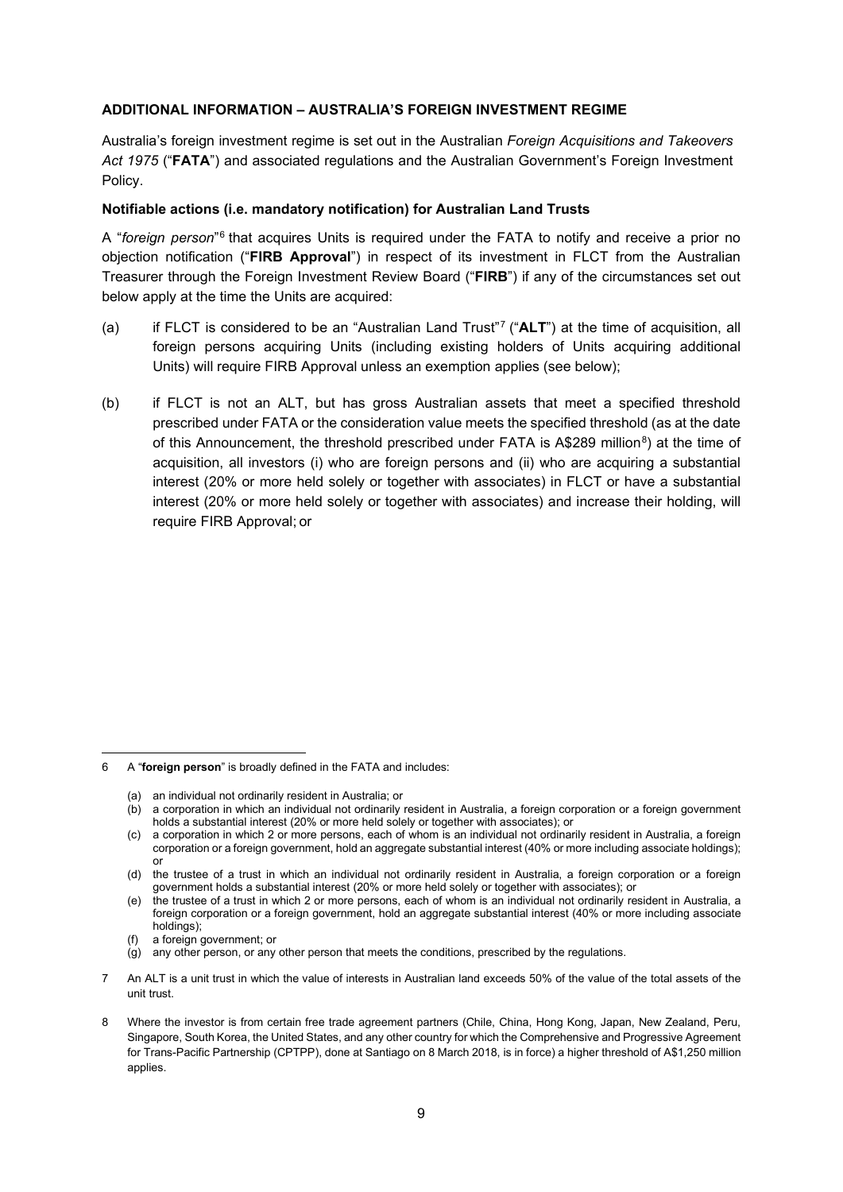**ADDITIONAL INFORMATION – AUSTRALIA'S FOREIGN INVESTMENT REGIME**

Australia's foreign investment regime is set out in the Australian *Foreign Acquisitions and Takeovers Act 1975* ("**FATA**") and associated regulations and the Australian Government's Foreign Investment Policy.

**Notifiable actions (i.e. mandatory notification) for Australian Land Trusts**

A "*foreign person*"[6] that acquires Units is required under the FATA to notify and receive a prior no objection notification ("**FIRB Approval**") in respect of its investment in FLCT from the Australian Treasurer through the Foreign Investment Review Board ("**FIRB**") if any of the circumstances set out below apply at the time the Units are acquired:

(a) if FLCT is considered to be an "Australian Land Trust"[7] ("**ALT**") at the time of acquisition, all foreign persons acquiring Units (including existing holders of Units acquiring additional Units) will require FIRB Approval unless an exemption applies (see below);

(b) if FLCT is not an ALT, but has gross Australian assets that meet a specified threshold prescribed under FATA or the consideration value meets the specified threshold (as at the date of this Announcement, the threshold prescribed under FATA is A$289 million[8]) at the time of acquisition, all investors (i) who are foreign persons and (ii) who are acquiring a substantial interest (20% or more held solely or together with associates) in FLCT or have a substantial interest (20% or more held solely or together with associates) and increase their holding, will require FIRB Approval; or

---

6 A "**foreign person**" is broadly defined in the FATA and includes:

(a) an individual not ordinarily resident in Australia; or

(b) a corporation in which an individual not ordinarily resident in Australia, a foreign corporation or a foreign government holds a substantial interest (20% or more held solely or together with associates); or

(c) a corporation in which 2 or more persons, each of whom is an individual not ordinarily resident in Australia, a foreign corporation or a foreign government, hold an aggregate substantial interest (40% or more including associate holdings); or

(d) the trustee of a trust in which an individual not ordinarily resident in Australia, a foreign corporation or a foreign government holds a substantial interest (20% or more held solely or together with associates); or

(e) the trustee of a trust in which 2 or more persons, each of whom is an individual not ordinarily resident in Australia, a foreign corporation or a foreign government, hold an aggregate substantial interest (40% or more including associate holdings);

(f) a foreign government; or

(g) any other person, or any other person that meets the conditions, prescribed by the regulations.

7 An ALT is a unit trust in which the value of interests in Australian land exceeds 50% of the value of the total assets of the unit trust.

8 Where the investor is from certain free trade agreement partners (Chile, China, Hong Kong, Japan, New Zealand, Peru, Singapore, South Korea, the United States, and any other country for which the Comprehensive and Progressive Agreement for Trans-Pacific Partnership (CPTPP), done at Santiago on 8 March 2018, is in force) a higher threshold of A$1,250 million applies.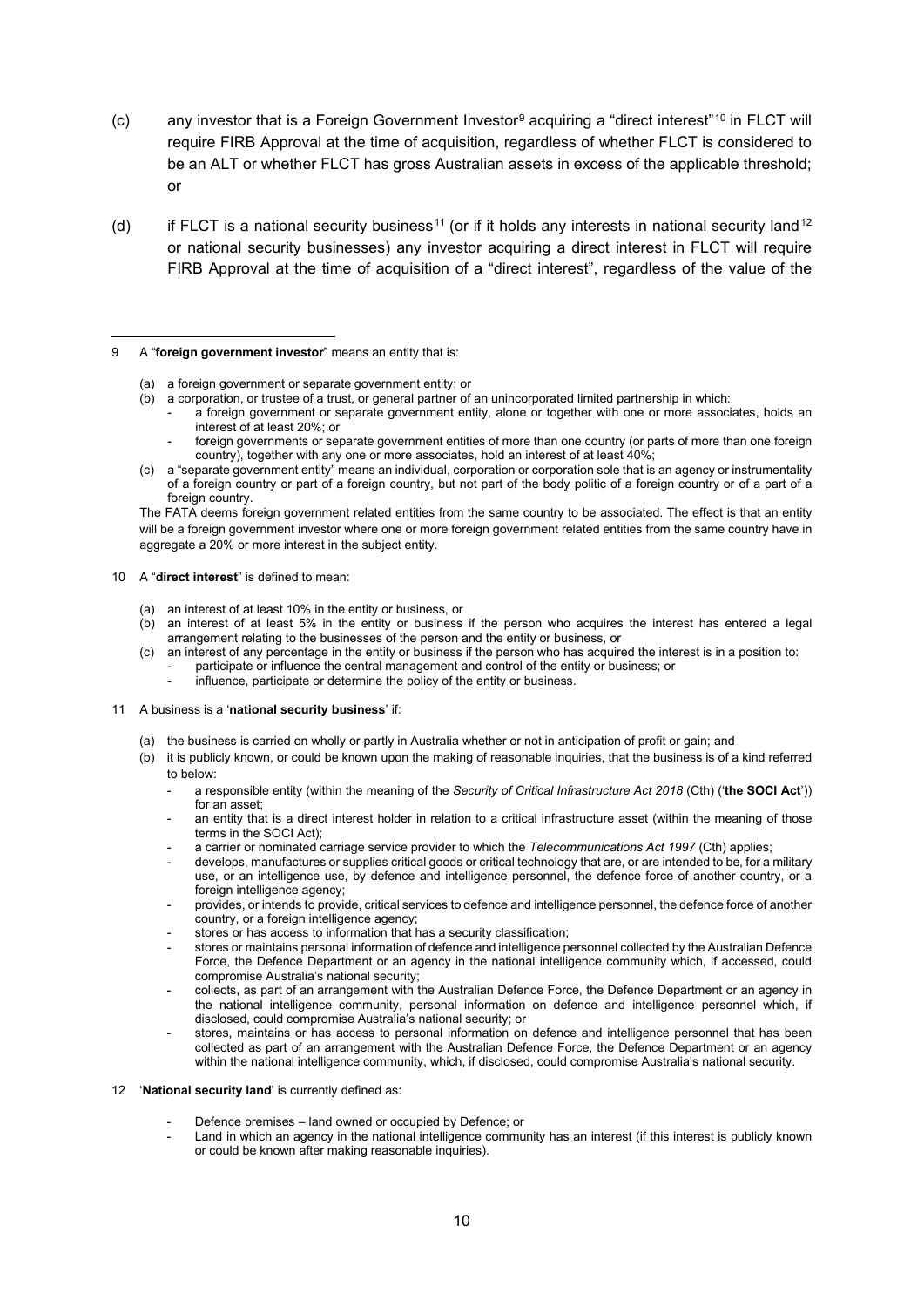(c) any investor that is a Foreign Government Investor[9] acquiring a "direct interest"[10] in FLCT will require FIRB Approval at the time of acquisition, regardless of whether FLCT is considered to be an ALT or whether FLCT has gross Australian assets in excess of the applicable threshold; or

(d) if FLCT is a national security business[11] (or if it holds any interests in national security land[12] or national security businesses) any investor acquiring a direct interest in FLCT will require FIRB Approval at the time of acquisition of a "direct interest", regardless of the value of the

---

9 A "**foreign government investor**" means an entity that is:

- (a) a foreign government or separate government entity; or
- (b) a corporation, or trustee of a trust, or general partner of an unincorporated limited partnership in which:
  - a foreign government or separate government entity, alone or together with one or more associates, holds an interest of at least 20%; or
  - foreign governments or separate government entities of more than one country (or parts of more than one foreign country), together with any one or more associates, hold an interest of at least 40%;
- (c) a "separate government entity" means an individual, corporation or corporation sole that is an agency or instrumentality of a foreign country or part of a foreign country, but not part of the body politic of a foreign country or of a part of a foreign country.

The FATA deems foreign government related entities from the same country to be associated. The effect is that an entity will be a foreign government investor where one or more foreign government related entities from the same country have in aggregate a 20% or more interest in the subject entity.

10 A "**direct interest**" is defined to mean:

- (a) an interest of at least 10% in the entity or business, or
- (b) an interest of at least 5% in the entity or business if the person who acquires the interest has entered a legal arrangement relating to the businesses of the person and the entity or business, or
- (c) an interest of any percentage in the entity or business if the person who has acquired the interest is in a position to:
  - participate or influence the central management and control of the entity or business; or
  - influence, participate or determine the policy of the entity or business.

11 A business is a '**national security business**' if:

- (a) the business is carried on wholly or partly in Australia whether or not in anticipation of profit or gain; and
- (b) it is publicly known, or could be known upon the making of reasonable inquiries, that the business is of a kind referred to below:
  - a responsible entity (within the meaning of the *Security of Critical Infrastructure Act 2018* (Cth) ('**the SOCI Act**')) for an asset;
  - an entity that is a direct interest holder in relation to a critical infrastructure asset (within the meaning of those terms in the SOCI Act);
  - a carrier or nominated carriage service provider to which the *Telecommunications Act 1997* (Cth) applies;
  - develops, manufactures or supplies critical goods or critical technology that are, or are intended to be, for a military use, or an intelligence use, by defence and intelligence personnel, the defence force of another country, or a foreign intelligence agency;
  - provides, or intends to provide, critical services to defence and intelligence personnel, the defence force of another country, or a foreign intelligence agency;
  - stores or has access to information that has a security classification;
  - stores or maintains personal information of defence and intelligence personnel collected by the Australian Defence Force, the Defence Department or an agency in the national intelligence community which, if accessed, could compromise Australia's national security;
  - collects, as part of an arrangement with the Australian Defence Force, the Defence Department or an agency in the national intelligence community, personal information on defence and intelligence personnel which, if disclosed, could compromise Australia's national security; or
  - stores, maintains or has access to personal information on defence and intelligence personnel that has been collected as part of an arrangement with the Australian Defence Force, the Defence Department or an agency within the national intelligence community, which, if disclosed, could compromise Australia's national security.

12 '**National security land**' is currently defined as:

- Defence premises – land owned or occupied by Defence; or
- Land in which an agency in the national intelligence community has an interest (if this interest is publicly known or could be known after making reasonable inquiries).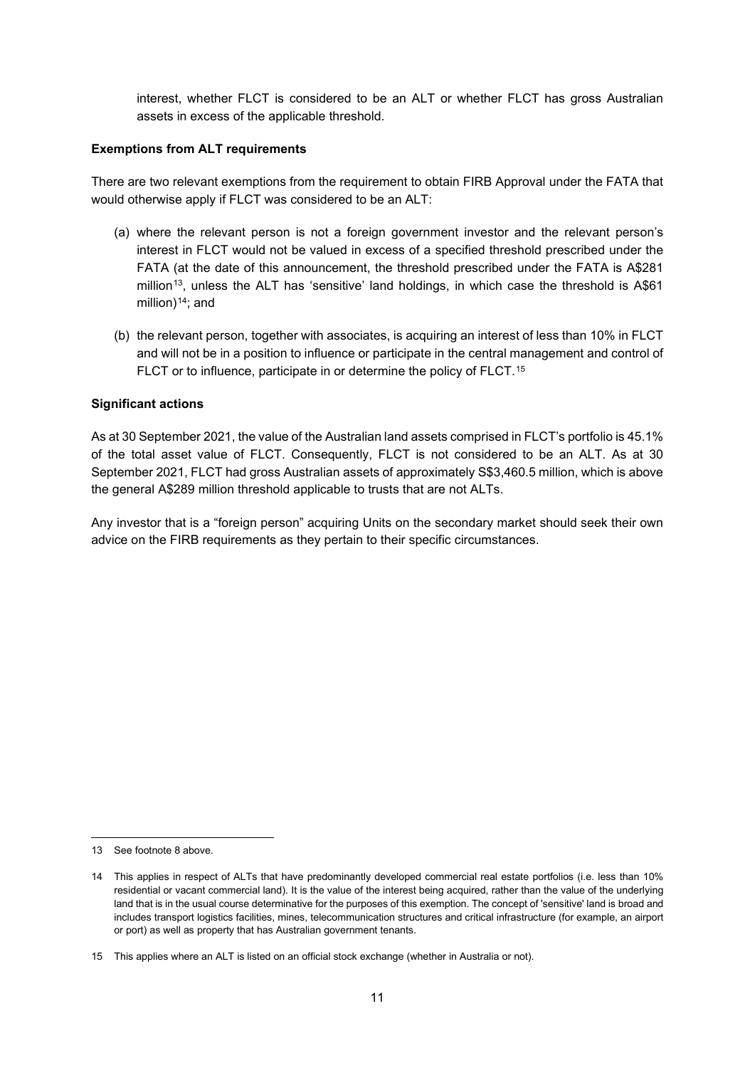interest, whether FLCT is considered to be an ALT or whether FLCT has gross Australian assets in excess of the applicable threshold.

**Exemptions from ALT requirements**

There are two relevant exemptions from the requirement to obtain FIRB Approval under the FATA that would otherwise apply if FLCT was considered to be an ALT:

(a) where the relevant person is not a foreign government investor and the relevant person's interest in FLCT would not be valued in excess of a specified threshold prescribed under the FATA (at the date of this announcement, the threshold prescribed under the FATA is A$281 million[13], unless the ALT has 'sensitive' land holdings, in which case the threshold is A$61 million)[14]; and

(b) the relevant person, together with associates, is acquiring an interest of less than 10% in FLCT and will not be in a position to influence or participate in the central management and control of FLCT or to influence, participate in or determine the policy of FLCT.[15]

**Significant actions**

As at 30 September 2021, the value of the Australian land assets comprised in FLCT's portfolio is 45.1% of the total asset value of FLCT. Consequently, FLCT is not considered to be an ALT. As at 30 September 2021, FLCT had gross Australian assets of approximately S$3,460.5 million, which is above the general A$289 million threshold applicable to trusts that are not ALTs.

Any investor that is a "foreign person" acquiring Units on the secondary market should seek their own advice on the FIRB requirements as they pertain to their specific circumstances.

---

13 See footnote 8 above.

14 This applies in respect of ALTs that have predominantly developed commercial real estate portfolios (i.e. less than 10% residential or vacant commercial land). It is the value of the interest being acquired, rather than the value of the underlying land that is in the usual course determinative for the purposes of this exemption. The concept of 'sensitive' land is broad and includes transport logistics facilities, mines, telecommunication structures and critical infrastructure (for example, an airport or port) as well as property that has Australian government tenants.

15 This applies where an ALT is listed on an official stock exchange (whether in Australia or not).